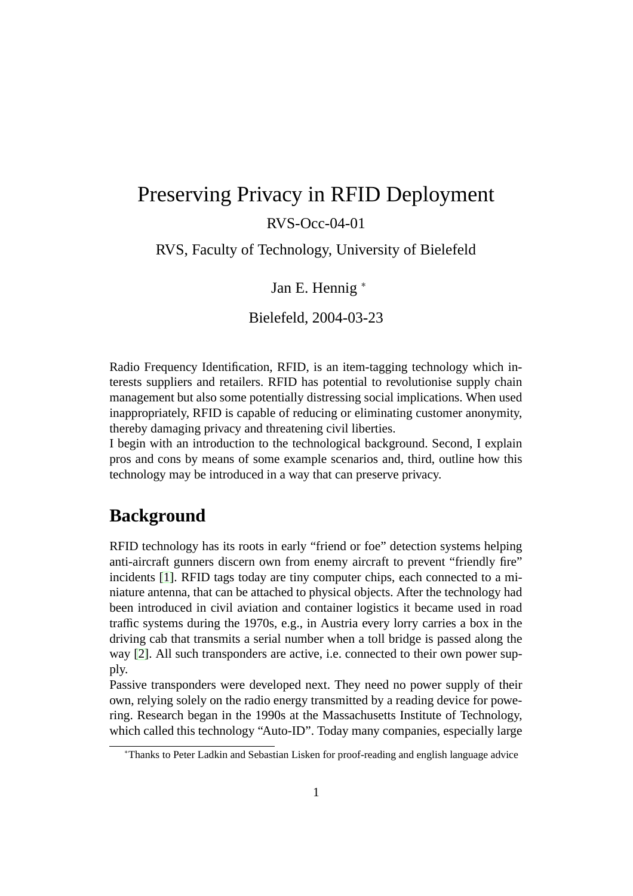# Preserving Privacy in RFID Deployment

RVS-Occ-04-01

RVS, Faculty of Technology, University of Bielefeld

Jan E. Hennig [*]

Bielefeld, 2004-03-23

Radio Frequency Identification, RFID, is an item-tagging technology which interests suppliers and retailers. RFID has potential to revolutionise supply chain management but also some potentially distressing social implications. When used inappropriately, RFID is capable of reducing or eliminating customer anonymity, thereby damaging privacy and threatening civil liberties.

I begin with an introduction to the technological background. Second, I explain pros and cons by means of some example scenarios and, third, outline how this technology may be introduced in a way that can preserve privacy.

## Background

RFID technology has its roots in early "friend or foe" detection systems helping anti-aircraft gunners discern own from enemy aircraft to prevent "friendly fire" incidents [1]. RFID tags today are tiny computer chips, each connected to a miniature antenna, that can be attached to physical objects. After the technology had been introduced in civil aviation and container logistics it became used in road traffic systems during the 1970s, e.g., in Austria every lorry carries a box in the driving cab that transmits a serial number when a toll bridge is passed along the way [2]. All such transponders are active, i.e. connected to their own power supply.

Passive transponders were developed next. They need no power supply of their own, relying solely on the radio energy transmitted by a reading device for powering. Research began in the 1990s at the Massachusetts Institute of Technology, which called this technology "Auto-ID". Today many companies, especially large

[*] Thanks to Peter Ladkin and Sebastian Lisken for proof-reading and english language advice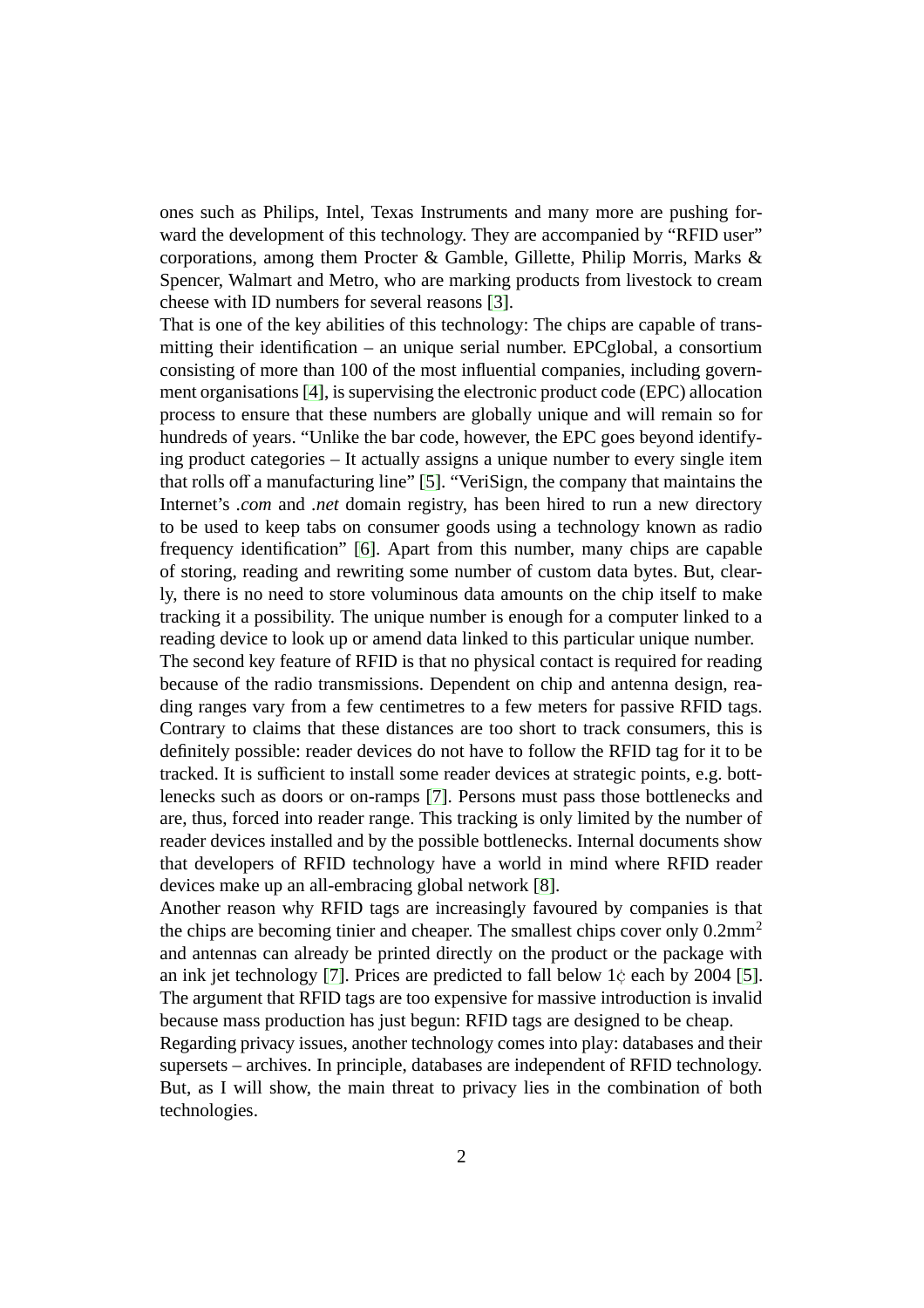ones such as Philips, Intel, Texas Instruments and many more are pushing forward the development of this technology. They are accompanied by "RFID user" corporations, among them Procter & Gamble, Gillette, Philip Morris, Marks & Spencer, Walmart and Metro, who are marking products from livestock to cream cheese with ID numbers for several reasons [3].

That is one of the key abilities of this technology: The chips are capable of transmitting their identification – an unique serial number. EPCglobal, a consortium consisting of more than 100 of the most influential companies, including government organisations [4], is supervising the electronic product code (EPC) allocation process to ensure that these numbers are globally unique and will remain so for hundreds of years. "Unlike the bar code, however, the EPC goes beyond identifying product categories – It actually assigns a unique number to every single item that rolls off a manufacturing line" [5]. "VeriSign, the company that maintains the Internet's *.com* and *.net* domain registry, has been hired to run a new directory to be used to keep tabs on consumer goods using a technology known as radio frequency identification" [6]. Apart from this number, many chips are capable of storing, reading and rewriting some number of custom data bytes. But, clearly, there is no need to store voluminous data amounts on the chip itself to make tracking it a possibility. The unique number is enough for a computer linked to a reading device to look up or amend data linked to this particular unique number.

The second key feature of RFID is that no physical contact is required for reading because of the radio transmissions. Dependent on chip and antenna design, reading ranges vary from a few centimetres to a few meters for passive RFID tags. Contrary to claims that these distances are too short to track consumers, this is definitely possible: reader devices do not have to follow the RFID tag for it to be tracked. It is sufficient to install some reader devices at strategic points, e.g. bottlenecks such as doors or on-ramps [7]. Persons must pass those bottlenecks and are, thus, forced into reader range. This tracking is only limited by the number of reader devices installed and by the possible bottlenecks. Internal documents show that developers of RFID technology have a world in mind where RFID reader devices make up an all-embracing global network [8].

Another reason why RFID tags are increasingly favoured by companies is that the chips are becoming tinier and cheaper. The smallest chips cover only $0.2\text{mm}^2$ and antennas can already be printed directly on the product or the package with an ink jet technology [7]. Prices are predicted to fall below 1¢ each by 2004 [5]. The argument that RFID tags are too expensive for massive introduction is invalid because mass production has just begun: RFID tags are designed to be cheap.

Regarding privacy issues, another technology comes into play: databases and their supersets – archives. In principle, databases are independent of RFID technology. But, as I will show, the main threat to privacy lies in the combination of both technologies.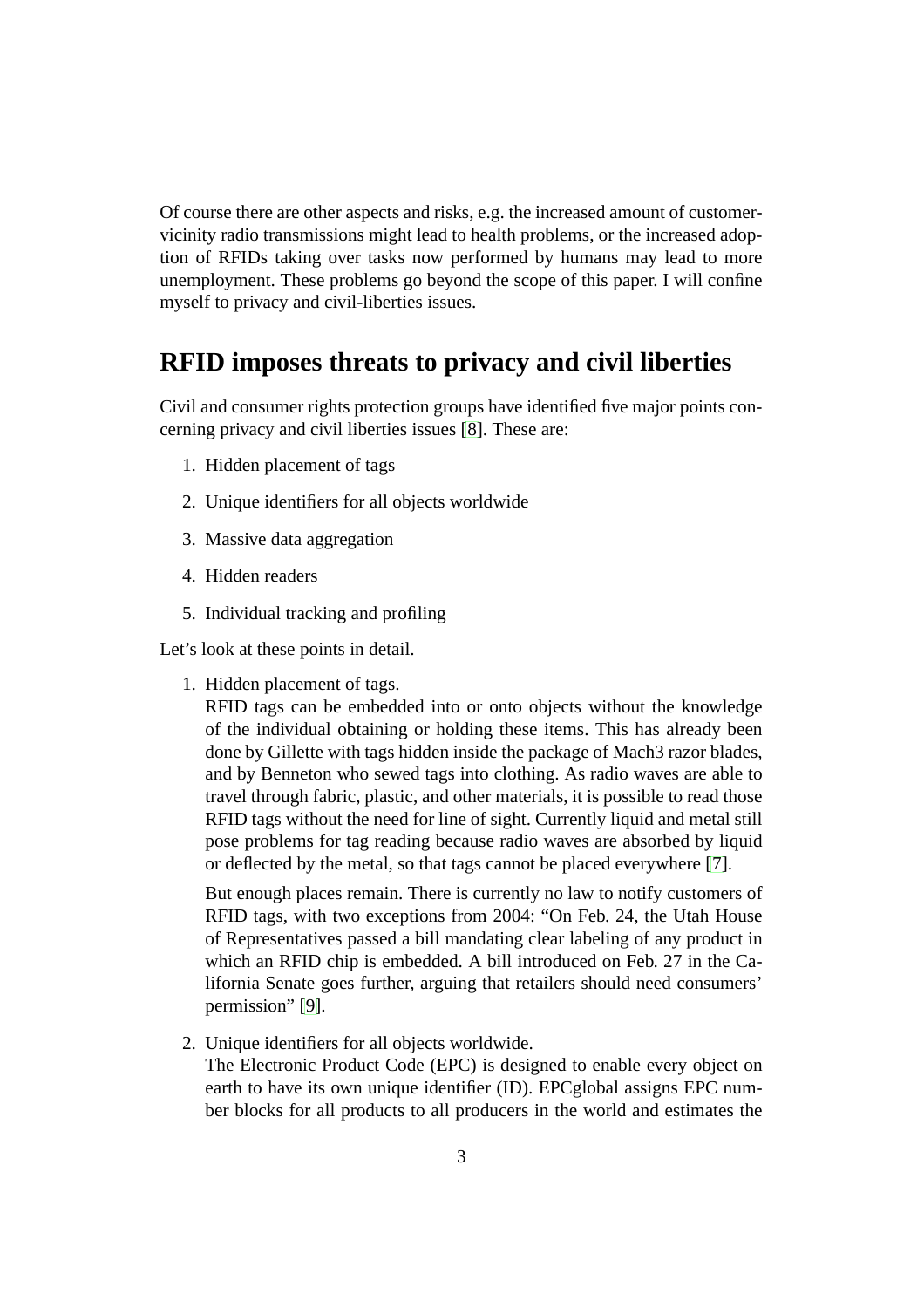Of course there are other aspects and risks, e.g. the increased amount of customer-vicinity radio transmissions might lead to health problems, or the increased adoption of RFIDs taking over tasks now performed by humans may lead to more unemployment. These problems go beyond the scope of this paper. I will confine myself to privacy and civil-liberties issues.

## RFID imposes threats to privacy and civil liberties

Civil and consumer rights protection groups have identified five major points concerning privacy and civil liberties issues [8]. These are:

1. Hidden placement of tags
2. Unique identifiers for all objects worldwide
3. Massive data aggregation
4. Hidden readers
5. Individual tracking and profiling

Let's look at these points in detail.

1. Hidden placement of tags.
   RFID tags can be embedded into or onto objects without the knowledge of the individual obtaining or holding these items. This has already been done by Gillette with tags hidden inside the package of Mach3 razor blades, and by Benneton who sewed tags into clothing. As radio waves are able to travel through fabric, plastic, and other materials, it is possible to read those RFID tags without the need for line of sight. Currently liquid and metal still pose problems for tag reading because radio waves are absorbed by liquid or deflected by the metal, so that tags cannot be placed everywhere [7].

   But enough places remain. There is currently no law to notify customers of RFID tags, with two exceptions from 2004: "On Feb. 24, the Utah House of Representatives passed a bill mandating clear labeling of any product in which an RFID chip is embedded. A bill introduced on Feb. 27 in the California Senate goes further, arguing that retailers should need consumers' permission" [9].

2. Unique identifiers for all objects worldwide.
   The Electronic Product Code (EPC) is designed to enable every object on earth to have its own unique identifier (ID). EPCglobal assigns EPC number blocks for all products to all producers in the world and estimates the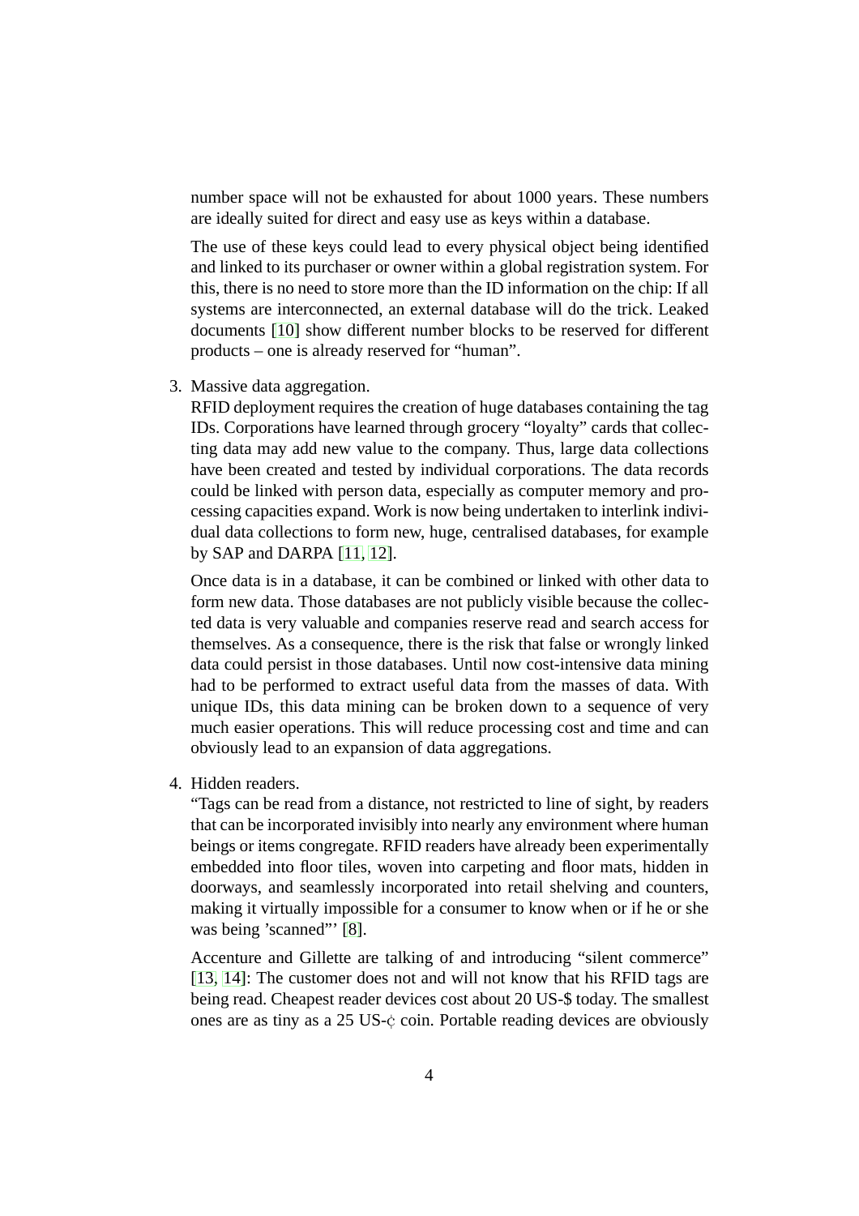number space will not be exhausted for about 1000 years. These numbers are ideally suited for direct and easy use as keys within a database.

The use of these keys could lead to every physical object being identified and linked to its purchaser or owner within a global registration system. For this, there is no need to store more than the ID information on the chip: If all systems are interconnected, an external database will do the trick. Leaked documents [10] show different number blocks to be reserved for different products – one is already reserved for "human".

3. Massive data aggregation.
   RFID deployment requires the creation of huge databases containing the tag IDs. Corporations have learned through grocery "loyalty" cards that collecting data may add new value to the company. Thus, large data collections have been created and tested by individual corporations. The data records could be linked with person data, especially as computer memory and processing capacities expand. Work is now being undertaken to interlink individual data collections to form new, huge, centralised databases, for example by SAP and DARPA [11, 12].

   Once data is in a database, it can be combined or linked with other data to form new data. Those databases are not publicly visible because the collected data is very valuable and companies reserve read and search access for themselves. As a consequence, there is the risk that false or wrongly linked data could persist in those databases. Until now cost-intensive data mining had to be performed to extract useful data from the masses of data. With unique IDs, this data mining can be broken down to a sequence of very much easier operations. This will reduce processing cost and time and can obviously lead to an expansion of data aggregations.

4. Hidden readers.
   "Tags can be read from a distance, not restricted to line of sight, by readers that can be incorporated invisibly into nearly any environment where human beings or items congregate. RFID readers have already been experimentally embedded into floor tiles, woven into carpeting and floor mats, hidden in doorways, and seamlessly incorporated into retail shelving and counters, making it virtually impossible for a consumer to know when or if he or she was being 'scanned"' [8].

   Accenture and Gillette are talking of and introducing "silent commerce" [13, 14]: The customer does not and will not know that his RFID tags are being read. Cheapest reader devices cost about 20 US-$ today. The smallest ones are as tiny as a 25 US-¢ coin. Portable reading devices are obviously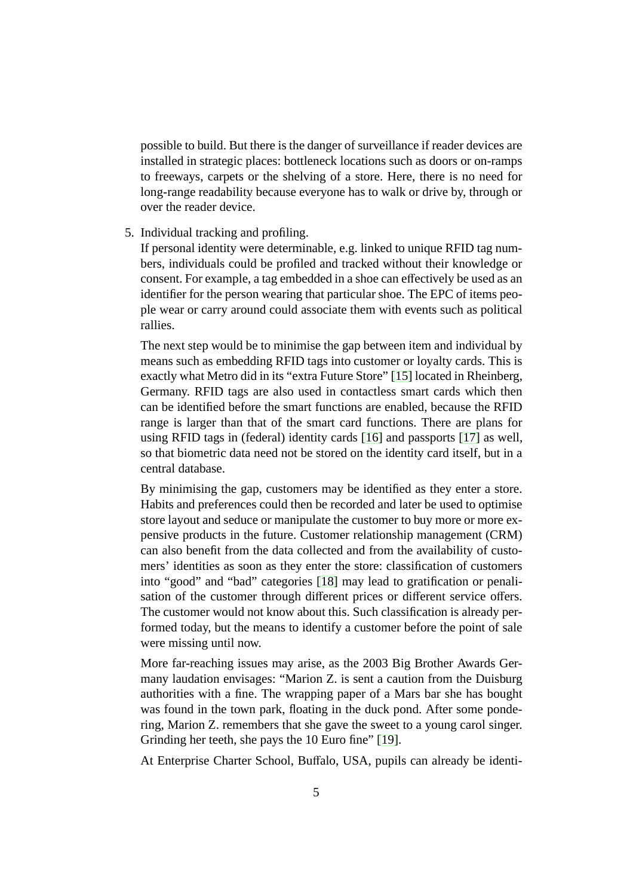possible to build. But there is the danger of surveillance if reader devices are installed in strategic places: bottleneck locations such as doors or on-ramps to freeways, carpets or the shelving of a store. Here, there is no need for long-range readability because everyone has to walk or drive by, through or over the reader device.

5. Individual tracking and profiling.
   If personal identity were determinable, e.g. linked to unique RFID tag numbers, individuals could be profiled and tracked without their knowledge or consent. For example, a tag embedded in a shoe can effectively be used as an identifier for the person wearing that particular shoe. The EPC of items people wear or carry around could associate them with events such as political rallies.

   The next step would be to minimise the gap between item and individual by means such as embedding RFID tags into customer or loyalty cards. This is exactly what Metro did in its "extra Future Store" [15] located in Rheinberg, Germany. RFID tags are also used in contactless smart cards which then can be identified before the smart functions are enabled, because the RFID range is larger than that of the smart card functions. There are plans for using RFID tags in (federal) identity cards [16] and passports [17] as well, so that biometric data need not be stored on the identity card itself, but in a central database.

   By minimising the gap, customers may be identified as they enter a store. Habits and preferences could then be recorded and later be used to optimise store layout and seduce or manipulate the customer to buy more or more expensive products in the future. Customer relationship management (CRM) can also benefit from the data collected and from the availability of customers' identities as soon as they enter the store: classification of customers into "good" and "bad" categories [18] may lead to gratification or penalisation of the customer through different prices or different service offers. The customer would not know about this. Such classification is already performed today, but the means to identify a customer before the point of sale were missing until now.

   More far-reaching issues may arise, as the 2003 Big Brother Awards Germany laudation envisages: "Marion Z. is sent a caution from the Duisburg authorities with a fine. The wrapping paper of a Mars bar she has bought was found in the town park, floating in the duck pond. After some pondering, Marion Z. remembers that she gave the sweet to a young carol singer. Grinding her teeth, she pays the 10 Euro fine" [19].

   At Enterprise Charter School, Buffalo, USA, pupils can already be identi-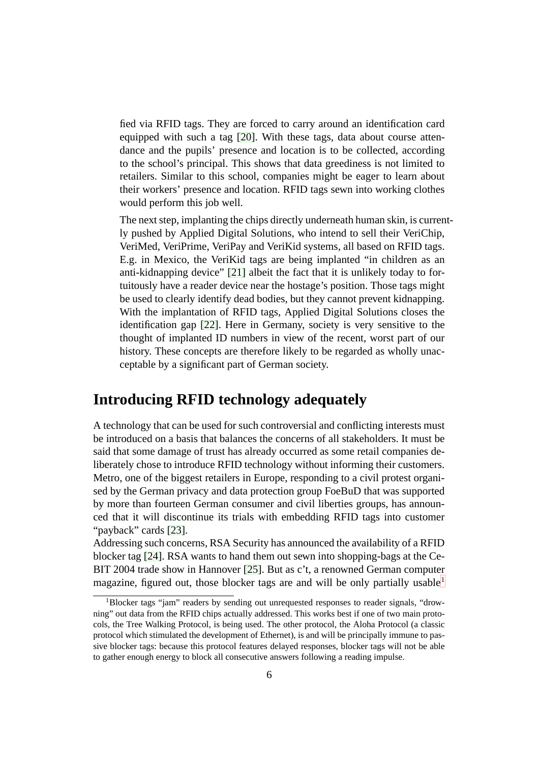fied via RFID tags. They are forced to carry around an identification card equipped with such a tag [20]. With these tags, data about course attendance and the pupils' presence and location is to be collected, according to the school's principal. This shows that data greediness is not limited to retailers. Similar to this school, companies might be eager to learn about their workers' presence and location. RFID tags sewn into working clothes would perform this job well.

The next step, implanting the chips directly underneath human skin, is currently pushed by Applied Digital Solutions, who intend to sell their VeriChip, VeriMed, VeriPrime, VeriPay and VeriKid systems, all based on RFID tags. E.g. in Mexico, the VeriKid tags are being implanted "in children as an anti-kidnapping device" [21] albeit the fact that it is unlikely today to fortuitously have a reader device near the hostage's position. Those tags might be used to clearly identify dead bodies, but they cannot prevent kidnapping. With the implantation of RFID tags, Applied Digital Solutions closes the identification gap [22]. Here in Germany, society is very sensitive to the thought of implanted ID numbers in view of the recent, worst part of our history. These concepts are therefore likely to be regarded as wholly unacceptable by a significant part of German society.

## Introducing RFID technology adequately

A technology that can be used for such controversial and conflicting interests must be introduced on a basis that balances the concerns of all stakeholders. It must be said that some damage of trust has already occurred as some retail companies deliberately chose to introduce RFID technology without informing their customers. Metro, one of the biggest retailers in Europe, responding to a civil protest organised by the German privacy and data protection group FoeBuD that was supported by more than fourteen German consumer and civil liberties groups, has announced that it will discontinue its trials with embedding RFID tags into customer "payback" cards [23].

Addressing such concerns, RSA Security has announced the availability of a RFID blocker tag [24]. RSA wants to hand them out sewn into shopping-bags at the CeBIT 2004 trade show in Hannover [25]. But as c't, a renowned German computer magazine, figured out, those blocker tags are and will be only partially usable[1]

[1] Blocker tags "jam" readers by sending out unrequested responses to reader signals, "drowning" out data from the RFID chips actually addressed. This works best if one of two main protocols, the Tree Walking Protocol, is being used. The other protocol, the Aloha Protocol (a classic protocol which stimulated the development of Ethernet), is and will be principally immune to passive blocker tags: because this protocol features delayed responses, blocker tags will not be able to gather enough energy to block all consecutive answers following a reading impulse.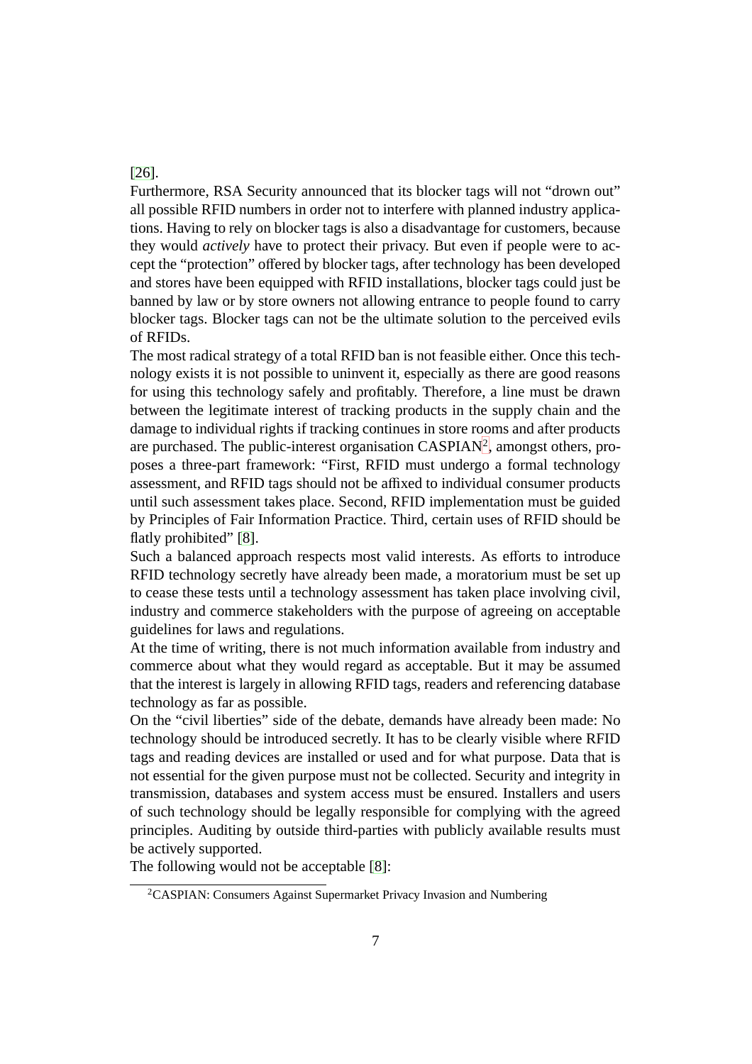[26].

Furthermore, RSA Security announced that its blocker tags will not "drown out" all possible RFID numbers in order not to interfere with planned industry applications. Having to rely on blocker tags is also a disadvantage for customers, because they would *actively* have to protect their privacy. But even if people were to accept the "protection" offered by blocker tags, after technology has been developed and stores have been equipped with RFID installations, blocker tags could just be banned by law or by store owners not allowing entrance to people found to carry blocker tags. Blocker tags can not be the ultimate solution to the perceived evils of RFIDs.

The most radical strategy of a total RFID ban is not feasible either. Once this technology exists it is not possible to uninvent it, especially as there are good reasons for using this technology safely and profitably. Therefore, a line must be drawn between the legitimate interest of tracking products in the supply chain and the damage to individual rights if tracking continues in store rooms and after products are purchased. The public-interest organisation CASPIAN[2], amongst others, proposes a three-part framework: "First, RFID must undergo a formal technology assessment, and RFID tags should not be affixed to individual consumer products until such assessment takes place. Second, RFID implementation must be guided by Principles of Fair Information Practice. Third, certain uses of RFID should be flatly prohibited" [8].

Such a balanced approach respects most valid interests. As efforts to introduce RFID technology secretly have already been made, a moratorium must be set up to cease these tests until a technology assessment has taken place involving civil, industry and commerce stakeholders with the purpose of agreeing on acceptable guidelines for laws and regulations.

At the time of writing, there is not much information available from industry and commerce about what they would regard as acceptable. But it may be assumed that the interest is largely in allowing RFID tags, readers and referencing database technology as far as possible.

On the "civil liberties" side of the debate, demands have already been made: No technology should be introduced secretly. It has to be clearly visible where RFID tags and reading devices are installed or used and for what purpose. Data that is not essential for the given purpose must not be collected. Security and integrity in transmission, databases and system access must be ensured. Installers and users of such technology should be legally responsible for complying with the agreed principles. Auditing by outside third-parties with publicly available results must be actively supported.

The following would not be acceptable [8]:

[2] CASPIAN: Consumers Against Supermarket Privacy Invasion and Numbering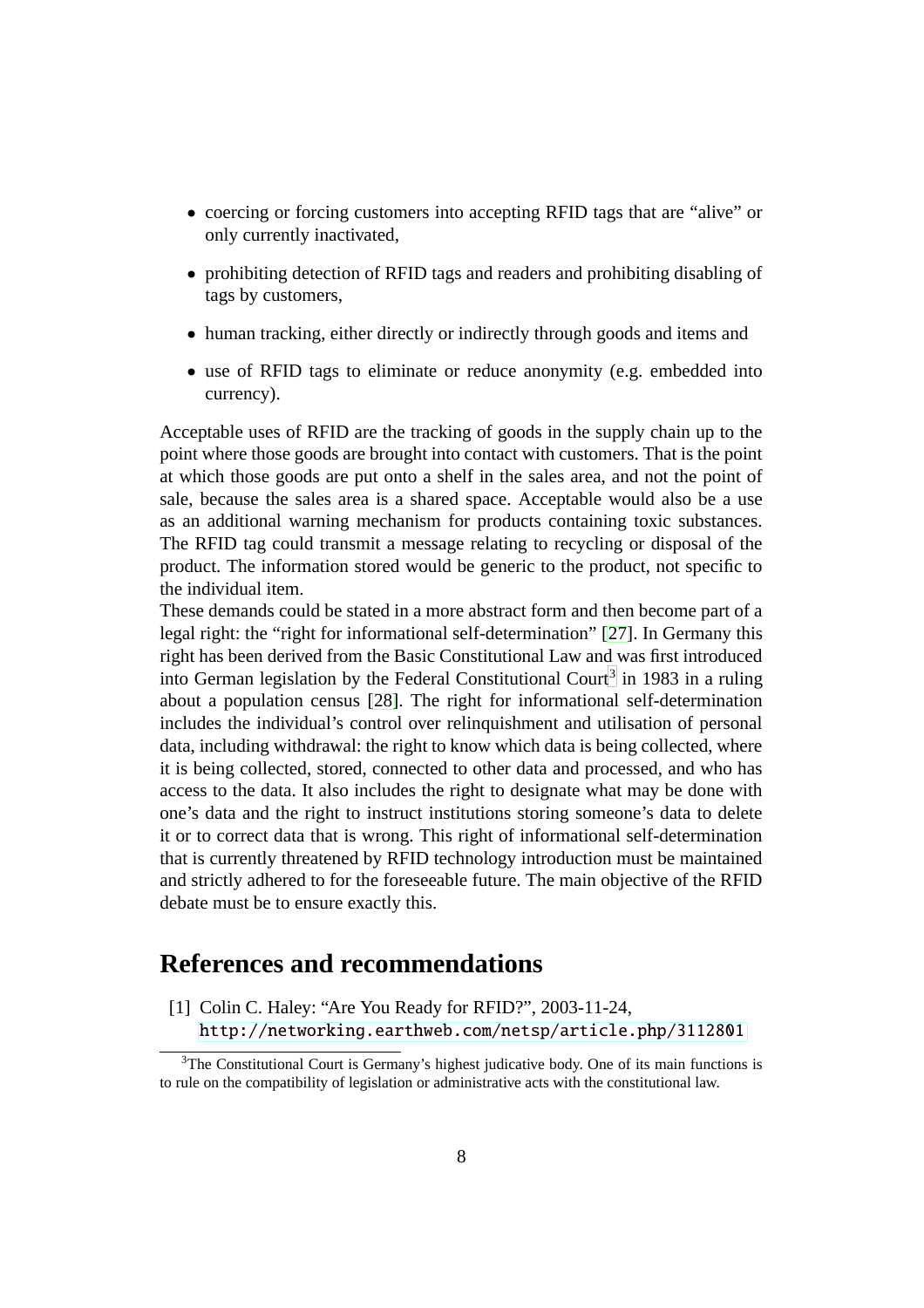- coercing or forcing customers into accepting RFID tags that are "alive" or only currently inactivated,
- prohibiting detection of RFID tags and readers and prohibiting disabling of tags by customers,
- human tracking, either directly or indirectly through goods and items and
- use of RFID tags to eliminate or reduce anonymity (e.g. embedded into currency).

Acceptable uses of RFID are the tracking of goods in the supply chain up to the point where those goods are brought into contact with customers. That is the point at which those goods are put onto a shelf in the sales area, and not the point of sale, because the sales area is a shared space. Acceptable would also be a use as an additional warning mechanism for products containing toxic substances. The RFID tag could transmit a message relating to recycling or disposal of the product. The information stored would be generic to the product, not specific to the individual item.

These demands could be stated in a more abstract form and then become part of a legal right: the "right for informational self-determination" [27]. In Germany this right has been derived from the Basic Constitutional Law and was first introduced into German legislation by the Federal Constitutional Court[3] in 1983 in a ruling about a population census [28]. The right for informational self-determination includes the individual's control over relinquishment and utilisation of personal data, including withdrawal: the right to know which data is being collected, where it is being collected, stored, connected to other data and processed, and who has access to the data. It also includes the right to designate what may be done with one's data and the right to instruct institutions storing someone's data to delete it or to correct data that is wrong. This right of informational self-determination that is currently threatened by RFID technology introduction must be maintained and strictly adhered to for the foreseeable future. The main objective of the RFID debate must be to ensure exactly this.

## References and recommendations

[1] Colin C. Haley: "Are You Ready for RFID?", 2003-11-24, http://networking.earthweb.com/netsp/article.php/3112801

[3] The Constitutional Court is Germany's highest judicative body. One of its main functions is to rule on the compatibility of legislation or administrative acts with the constitutional law.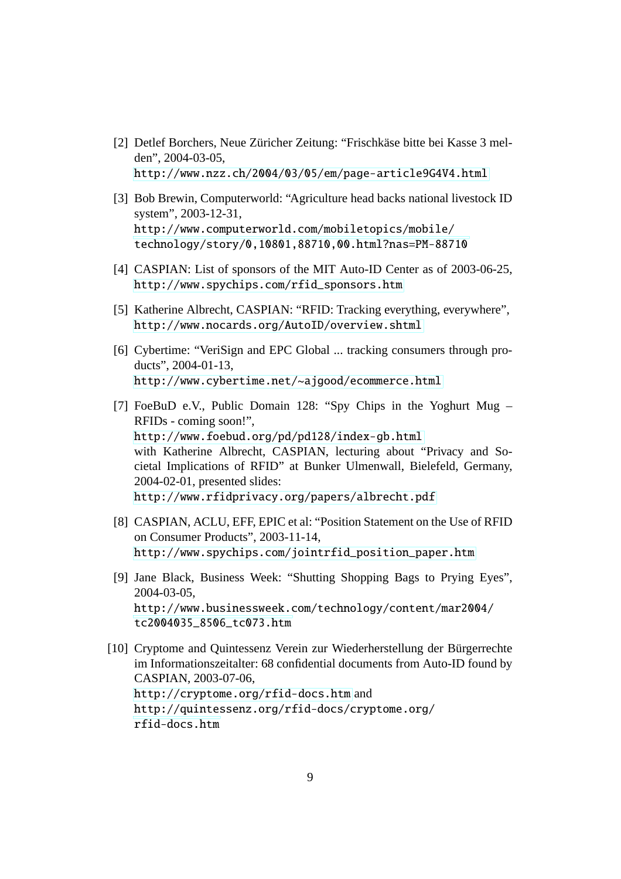[2] Detlef Borchers, Neue Züricher Zeitung: “Frischkäse bitte bei Kasse 3 melden”, 2004-03-05, http://www.nzz.ch/2004/03/05/em/page-article9G4V4.html

[3] Bob Brewin, Computerworld: “Agriculture head backs national livestock ID system”, 2003-12-31, http://www.computerworld.com/mobiletopics/mobile/technology/story/0,10801,88710,00.html?nas=PM-88710

[4] CASPIAN: List of sponsors of the MIT Auto-ID Center as of 2003-06-25, http://www.spychips.com/rfid_sponsors.htm

[5] Katherine Albrecht, CASPIAN: “RFID: Tracking everything, everywhere”, http://www.nocards.org/AutoID/overview.shtml

[6] Cybertime: “VeriSign and EPC Global ... tracking consumers through products”, 2004-01-13, http://www.cybertime.net/~ajgood/ecommerce.html

[7] FoeBuD e.V., Public Domain 128: “Spy Chips in the Yoghurt Mug – RFIDs - coming soon!”, http://www.foebud.org/pd/pd128/index-gb.html with Katherine Albrecht, CASPIAN, lecturing about “Privacy and Societal Implications of RFID” at Bunker Ulmenwall, Bielefeld, Germany, 2004-02-01, presented slides: http://www.rfidprivacy.org/papers/albrecht.pdf

[8] CASPIAN, ACLU, EFF, EPIC et al: “Position Statement on the Use of RFID on Consumer Products”, 2003-11-14, http://www.spychips.com/jointrfid_position_paper.htm

[9] Jane Black, Business Week: “Shutting Shopping Bags to Prying Eyes”, 2004-03-05, http://www.businessweek.com/technology/content/mar2004/tc2004035_8506_tc073.htm

[10] Cryptome and Quintessenz Verein zur Wiederherstellung der Bürgerrechte im Informationszeitalter: 68 confidential documents from Auto-ID found by CASPIAN, 2003-07-06, http://cryptome.org/rfid-docs.htm and http://quintessenz.org/rfid-docs/cryptome.org/rfid-docs.htm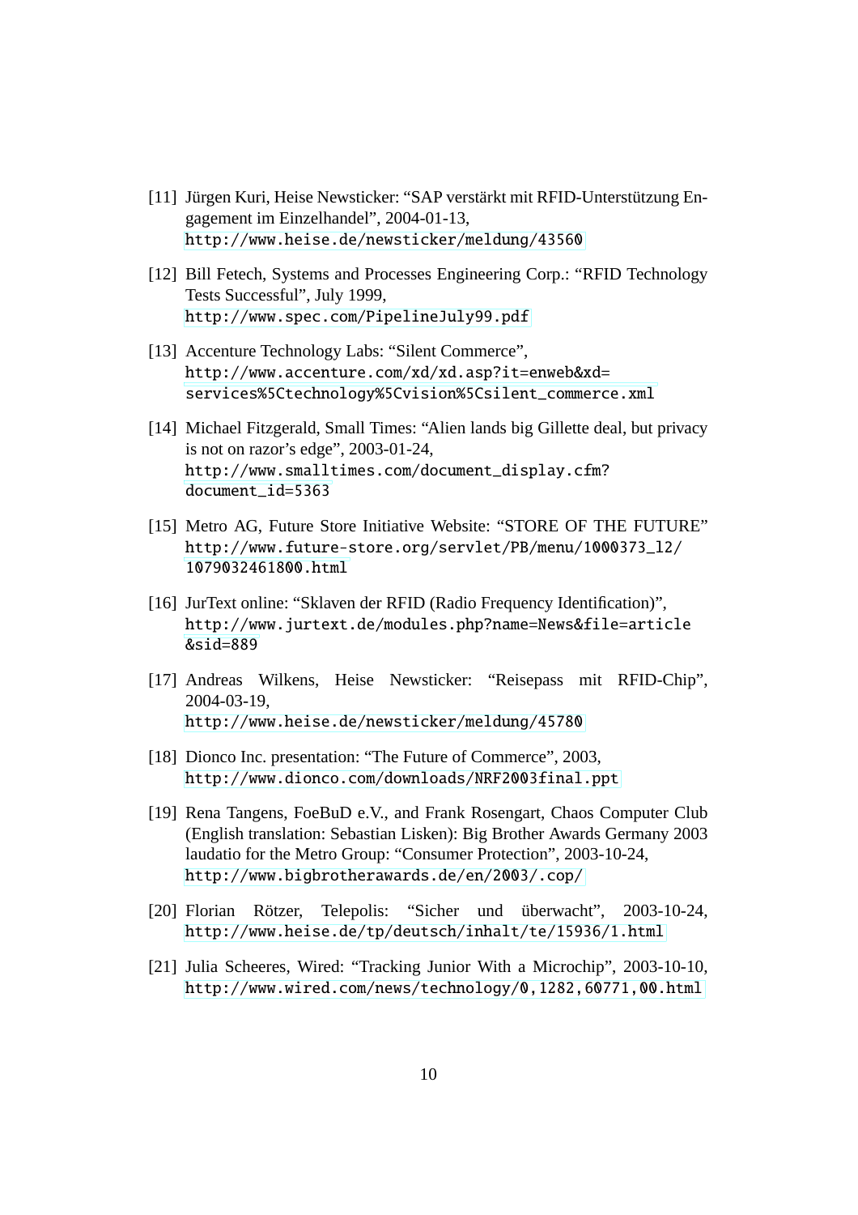[11] Jürgen Kuri, Heise Newsticker: "SAP verstärkt mit RFID-Unterstützung Engagement im Einzelhandel", 2004-01-13, http://www.heise.de/newsticker/meldung/43560

[12] Bill Fetech, Systems and Processes Engineering Corp.: "RFID Technology Tests Successful", July 1999, http://www.spec.com/PipelineJuly99.pdf

[13] Accenture Technology Labs: "Silent Commerce", http://www.accenture.com/xd/xd.asp?it=enweb&xd=services%5Ctechnology%5Cvision%5Csilent_commerce.xml

[14] Michael Fitzgerald, Small Times: "Alien lands big Gillette deal, but privacy is not on razor's edge", 2003-01-24, http://www.smalltimes.com/document_display.cfm?document_id=5363

[15] Metro AG, Future Store Initiative Website: "STORE OF THE FUTURE" http://www.future-store.org/servlet/PB/menu/1000373_l2/1079032461800.html

[16] JurText online: "Sklaven der RFID (Radio Frequency Identification)", http://www.jurtext.de/modules.php?name=News&file=article&sid=889

[17] Andreas Wilkens, Heise Newsticker: "Reisepass mit RFID-Chip", 2004-03-19, http://www.heise.de/newsticker/meldung/45780

[18] Dionco Inc. presentation: "The Future of Commerce", 2003, http://www.dionco.com/downloads/NRF2003final.ppt

[19] Rena Tangens, FoeBuD e.V., and Frank Rosengart, Chaos Computer Club (English translation: Sebastian Lisken): Big Brother Awards Germany 2003 laudatio for the Metro Group: "Consumer Protection", 2003-10-24, http://www.bigbrotherawards.de/en/2003/.cop/

[20] Florian Rötzer, Telepolis: "Sicher und überwacht", 2003-10-24, http://www.heise.de/tp/deutsch/inhalt/te/15936/1.html

[21] Julia Scheeres, Wired: "Tracking Junior With a Microchip", 2003-10-10, http://www.wired.com/news/technology/0,1282,60771,00.html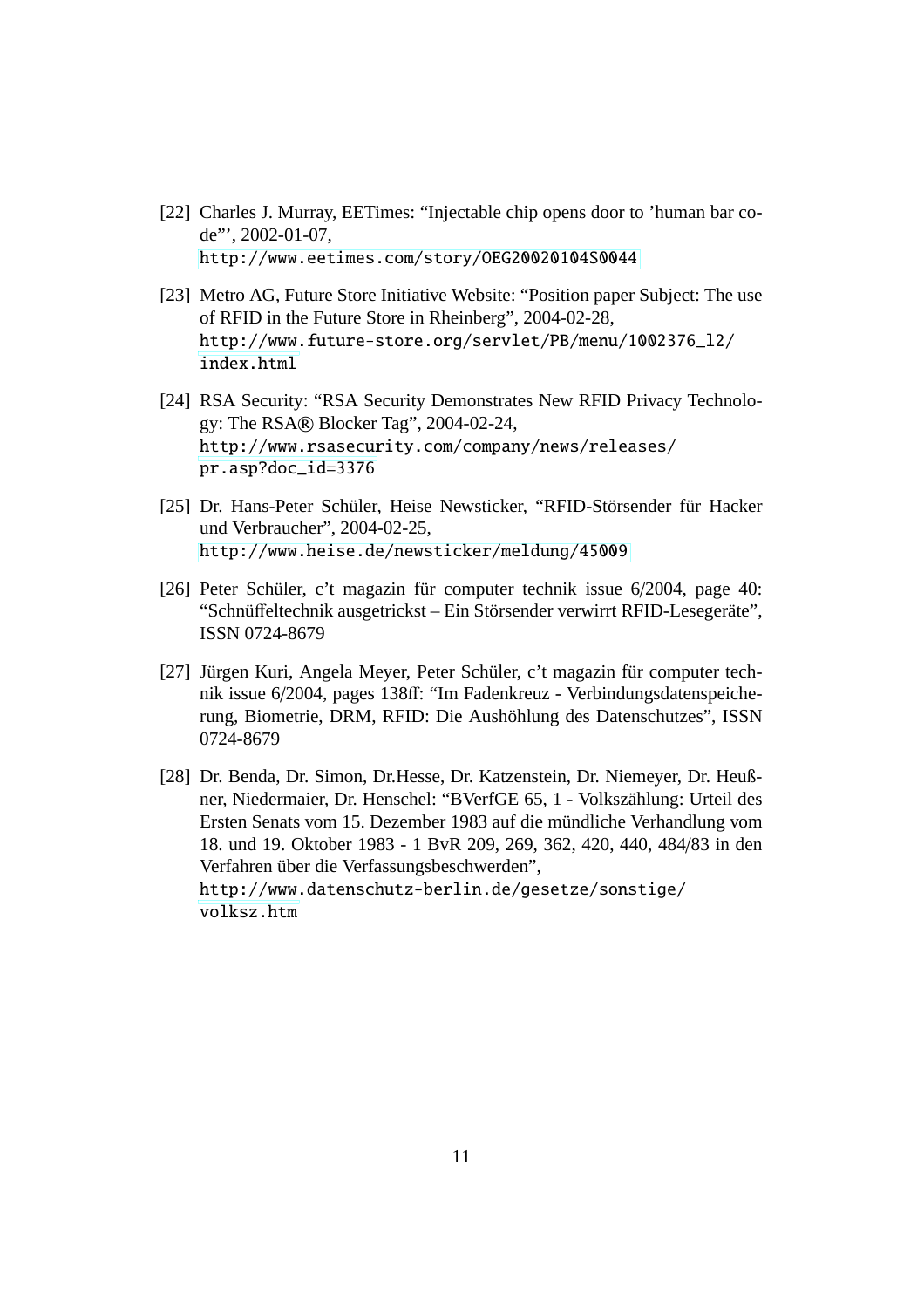[22] Charles J. Murray, EETimes: “Injectable chip opens door to ’human bar code”’, 2002-01-07, http://www.eetimes.com/story/OEG20020104S0044

[23] Metro AG, Future Store Initiative Website: “Position paper Subject: The use of RFID in the Future Store in Rheinberg”, 2004-02-28, http://www.future-store.org/servlet/PB/menu/1002376_l2/index.html

[24] RSA Security: “RSA Security Demonstrates New RFID Privacy Technology: The RSA® Blocker Tag”, 2004-02-24, http://www.rsasecurity.com/company/news/releases/pr.asp?doc_id=3376

[25] Dr. Hans-Peter Schüler, Heise Newsticker, “RFID-Störsender für Hacker und Verbraucher”, 2004-02-25, http://www.heise.de/newsticker/meldung/45009

[26] Peter Schüler, c’t magazin für computer technik issue 6/2004, page 40: “Schnüffeltechnik ausgetrickst – Ein Störsender verwirrt RFID-Lesegeräte”, ISSN 0724-8679

[27] Jürgen Kuri, Angela Meyer, Peter Schüler, c’t magazin für computer technik issue 6/2004, pages 138ff: “Im Fadenkreuz - Verbindungsdatenspeicherung, Biometrie, DRM, RFID: Die Aushöhlung des Datenschutzes”, ISSN 0724-8679

[28] Dr. Benda, Dr. Simon, Dr.Hesse, Dr. Katzenstein, Dr. Niemeyer, Dr. Heußner, Niedermaier, Dr. Henschel: “BVerfGE 65, 1 - Volkszählung: Urteil des Ersten Senats vom 15. Dezember 1983 auf die mündliche Verhandlung vom 18. und 19. Oktober 1983 - 1 BvR 209, 269, 362, 420, 440, 484/83 in den Verfahren über die Verfassungsbeschwerden”, http://www.datenschutz-berlin.de/gesetze/sonstige/volksz.htm